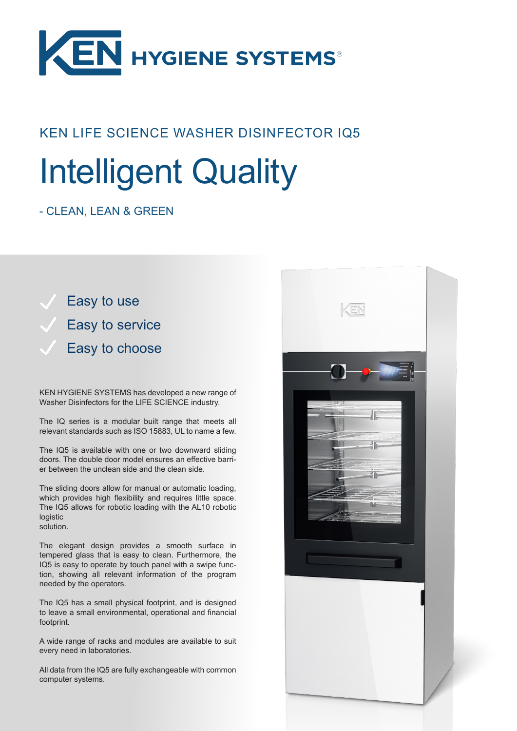KEN HYGIENE SYSTEMS®

## KEN LIFE SCIENCE WASHER DISINFECTOR IQ5

# Intelligent Quality

- CLEAN, LEAN & GREEN

- Easy to use
- Easy to service
- Easy to choose

KEN HYGIENE SYSTEMS has developed a new range of Washer Disinfectors for the LIFE SCIENCE industry.

The IQ series is a modular built range that meets all relevant standards such as ISO 15883, UL to name a few.

The IQ5 is available with one or two downward sliding doors. The double door model ensures an effective barrier between the unclean side and the clean side.

The sliding doors allow for manual or automatic loading, which provides high flexibility and requires little space. The IQ5 allows for robotic loading with the AL10 robotic logistic solution.

The elegant design provides a smooth surface in tempered glass that is easy to clean. Furthermore, the IQ5 is easy to operate by touch panel with a swipe function, showing all relevant information of the program needed by the operators.

The IQ5 has a small physical footprint, and is designed to leave a small environmental, operational and financial footprint.

A wide range of racks and modules are available to suit every need in laboratories.

All data from the IQ5 are fully exchangeable with common computer systems.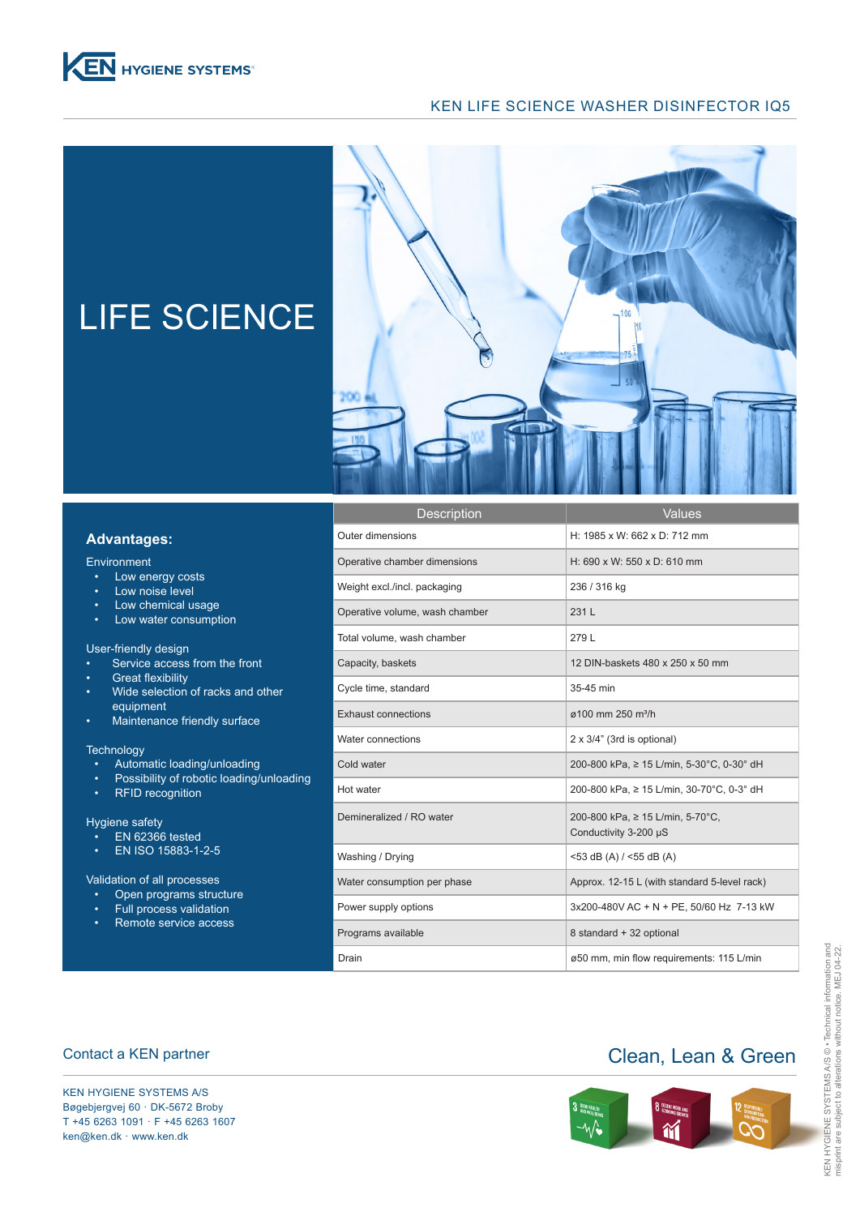KEN HYGIENE SYSTEMS

## KEN LIFE SCIENCE WASHER DISINFECTOR IQ5

# LIFE SCIENCE

### Advantages:

Environment

- Low energy costs
- Low noise level
- Low chemical usage
- Low water consumption

User-friendly design

- Service access from the front
- Great flexibility
- Wide selection of racks and other equipment
- Maintenance friendly surface

Technology

- Automatic loading/unloading
- Possibility of robotic loading/unloading
- RFID recognition

Hygiene safety

- EN 62366 tested
- EN ISO 15883-1-2-5

Validation of all processes

- Open programs structure
- Full process validation
- Remote service access

| Description | Values |
|---|---|
| Outer dimensions | H: 1985 x W: 662 x D: 712 mm |
| Operative chamber dimensions | H: 690 x W: 550 x D: 610 mm |
| Weight excl./incl. packaging | 236 / 316 kg |
| Operative volume, wash chamber | 231 L |
| Total volume, wash chamber | 279 L |
| Capacity, baskets | 12 DIN-baskets 480 x 250 x 50 mm |
| Cycle time, standard | 35-45 min |
| Exhaust connections | ø100 mm 250 m³/h |
| Water connections | 2 x 3/4" (3rd is optional) |
| Cold water | 200-800 kPa, ≥ 15 L/min, 5-30°C, 0-30° dH |
| Hot water | 200-800 kPa, ≥ 15 L/min, 30-70°C, 0-3° dH |
| Demineralized / RO water | 200-800 kPa, ≥ 15 L/min, 5-70°C, Conductivity 3-200 µS |
| Washing / Drying | <53 dB (A) / <55 dB (A) |
| Water consumption per phase | Approx. 12-15 L (with standard 5-level rack) |
| Power supply options | 3x200-480V AC + N + PE, 50/60 Hz 7-13 kW |
| Programs available | 8 standard + 32 optional |
| Drain | ø50 mm, min flow requirements: 115 L/min |

Contact a KEN partner

KEN HYGIENE SYSTEMS A/S
Bøgebjergvej 60 · DK-5672 Broby
T +45 6263 1091 · F +45 6263 1607
ken@ken.dk · www.ken.dk

Clean, Lean & Green

KEN HYGIENE SYSTEMS A/S © • Technical information and misprint are subject to alterations without notice. MEJ 04-22.